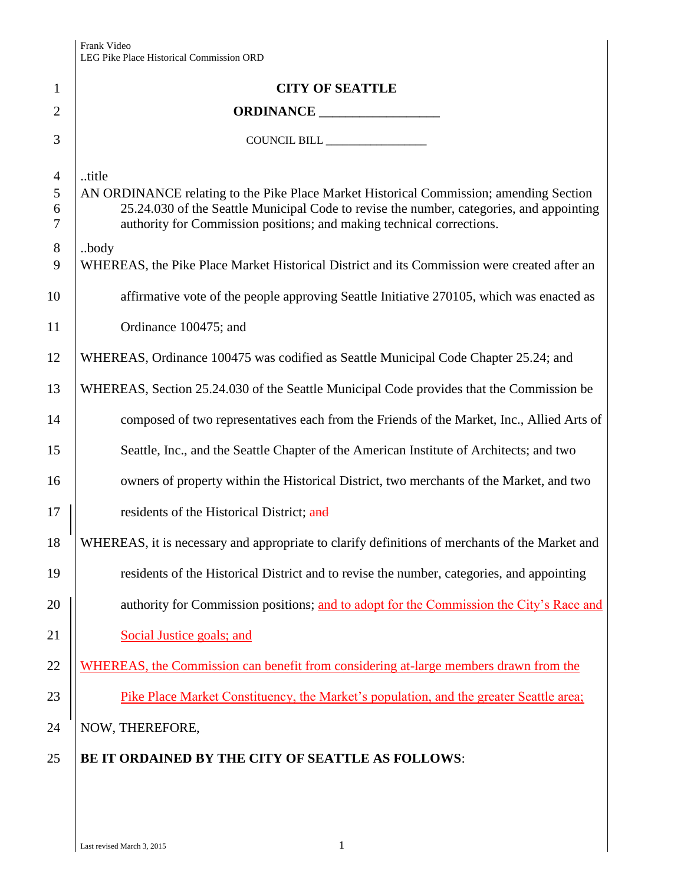# CITY OF SEATTLE

**ORDINANCE __________________**

COUNCIL BILL __________________

..title

AN ORDINANCE relating to the Pike Place Market Historical Commission; amending Section 25.24.030 of the Seattle Municipal Code to revise the number, categories, and appointing authority for Commission positions; and making technical corrections.

..body

WHEREAS, the Pike Place Market Historical District and its Commission were created after an affirmative vote of the people approving Seattle Initiative 270105, which was enacted as Ordinance 100475; and

WHEREAS, Ordinance 100475 was codified as Seattle Municipal Code Chapter 25.24; and

WHEREAS, Section 25.24.030 of the Seattle Municipal Code provides that the Commission be composed of two representatives each from the Friends of the Market, Inc., Allied Arts of Seattle, Inc., and the Seattle Chapter of the American Institute of Architects; and two owners of property within the Historical District, two merchants of the Market, and two residents of the Historical District; ~~and~~

WHEREAS, it is necessary and appropriate to clarify definitions of merchants of the Market and residents of the Historical District and to revise the number, categories, and appointing authority for Commission positions; <u>and to adopt for the Commission the City's Race and Social Justice goals; and</u>

<u>WHEREAS, the Commission can benefit from considering at-large members drawn from the Pike Place Market Constituency, the Market's population, and the greater Seattle area;</u>

NOW, THEREFORE,

**BE IT ORDAINED BY THE CITY OF SEATTLE AS FOLLOWS**: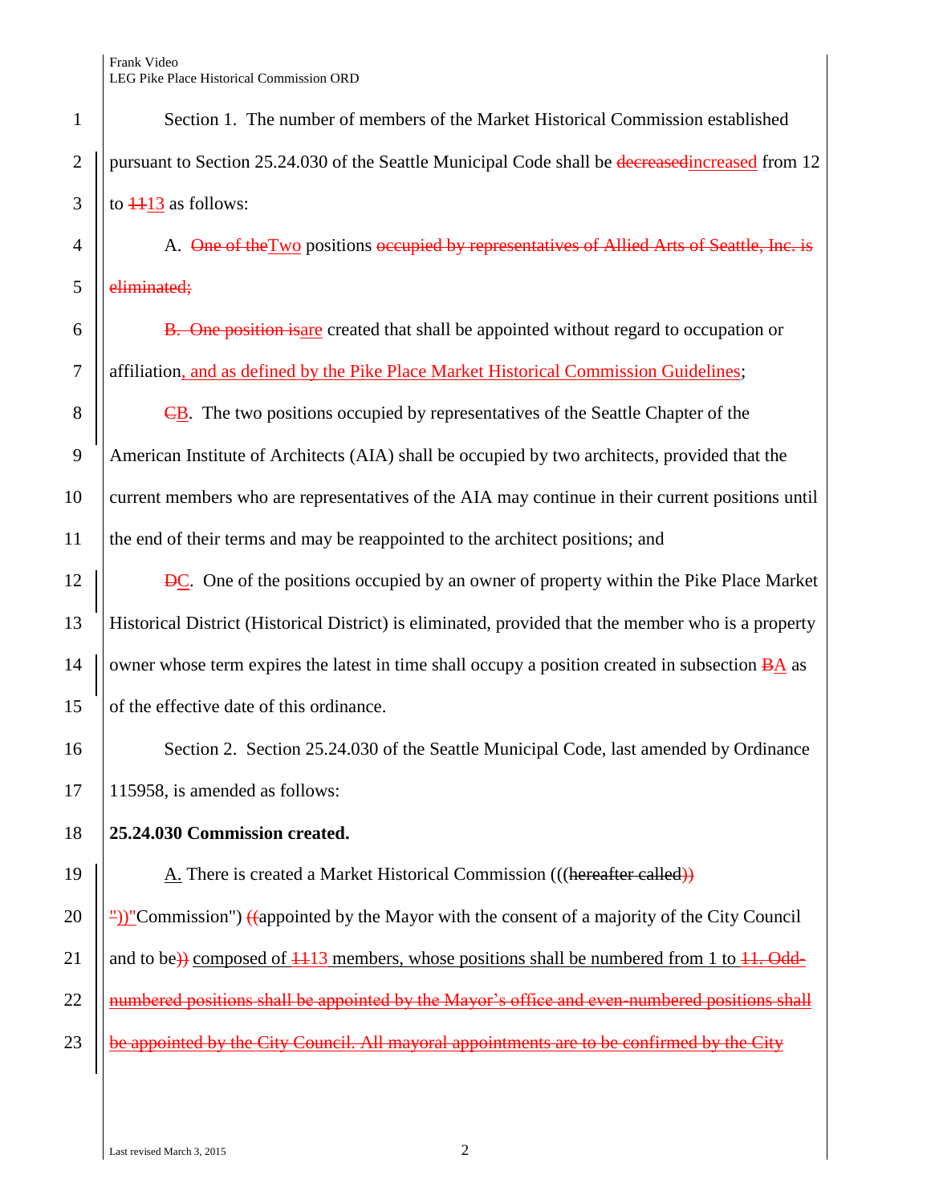Section 1. The number of members of the Market Historical Commission established pursuant to Section 25.24.030 of the Seattle Municipal Code shall be ~~decreased~~increased from 12 to ~~11~~13 as follows:

A. ~~One of the~~Two positions ~~occupied by representatives of Allied Arts of Seattle, Inc. is eliminated;~~

~~B. One position is~~are created that shall be appointed without regard to occupation or affiliation, and as defined by the Pike Place Market Historical Commission Guidelines;

~~C~~B. The two positions occupied by representatives of the Seattle Chapter of the American Institute of Architects (AIA) shall be occupied by two architects, provided that the current members who are representatives of the AIA may continue in their current positions until the end of their terms and may be reappointed to the architect positions; and

~~D~~C. One of the positions occupied by an owner of property within the Pike Place Market Historical District (Historical District) is eliminated, provided that the member who is a property owner whose term expires the latest in time shall occupy a position created in subsection ~~B~~A as of the effective date of this ordinance.

Section 2. Section 25.24.030 of the Seattle Municipal Code, last amended by Ordinance 115958, is amended as follows:

**25.24.030 Commission created.**

A. There is created a Market Historical Commission (((~~hereafter called~~)) ~~"~~))"Commission") ((appointed by the Mayor with the consent of a majority of the City Council and to be)) composed of ~~11~~13 members, whose positions shall be numbered from 1 to ~~11. Odd-numbered positions shall be appointed by the Mayor's office and even-numbered positions shall be appointed by the City Council. All mayoral appointments are to be confirmed by the City~~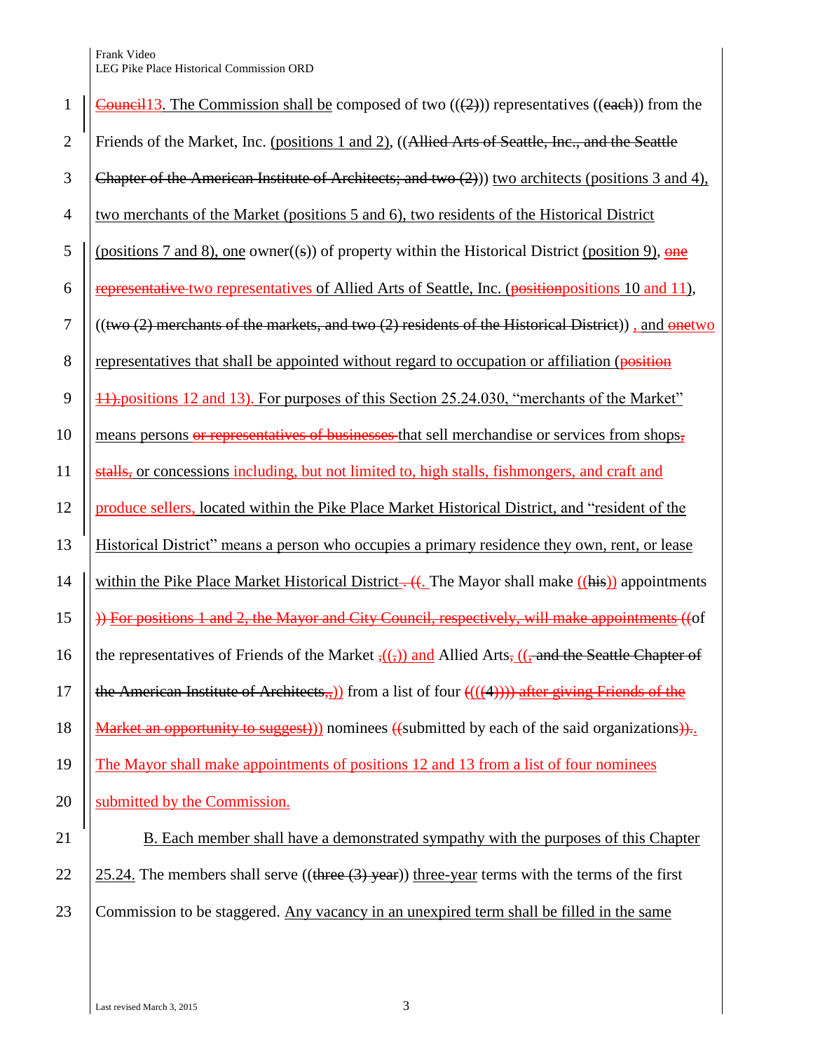Council13. The Commission shall be composed of two (((2))) representatives ((each)) from the Friends of the Market, Inc. (positions 1 and 2), ((Allied Arts of Seattle, Inc., and the Seattle Chapter of the American Institute of Architects; and two (2))) two architects (positions 3 and 4), two merchants of the Market (positions 5 and 6), two residents of the Historical District (positions 7 and 8), one owner((s)) of property within the Historical District (position 9), one representative two representatives of Allied Arts of Seattle, Inc. (positionpositions 10 and 11), ((two (2) merchants of the markets, and two (2) residents of the Historical District)) , and onetwo representatives that shall be appointed without regard to occupation or affiliation (position 11).positions 12 and 13). For purposes of this Section 25.24.030, "merchants of the Market" means persons or representatives of businesses that sell merchandise or services from shops, stalls, or concessions including, but not limited to, high stalls, fishmongers, and craft and produce sellers, located within the Pike Place Market Historical District, and "resident of the Historical District" means a person who occupies a primary residence they own, rent, or lease within the Pike Place Market Historical District. ((. The Mayor shall make ((his)) appointments )) For positions 1 and 2, the Mayor and City Council, respectively, will make appointments ((of the representatives of Friends of the Market ,((,)) and Allied Arts, ((, and the Seattle Chapter of the American Institute of Architects,,)) from a list of four ((((4)))) after giving Friends of the Market an opportunity to suggest))) nominees ((submitted by each of the said organizations)).. The Mayor shall make appointments of positions 12 and 13 from a list of four nominees submitted by the Commission.

B. Each member shall have a demonstrated sympathy with the purposes of this Chapter 25.24. The members shall serve ((three (3) year)) three-year terms with the terms of the first Commission to be staggered. Any vacancy in an unexpired term shall be filled in the same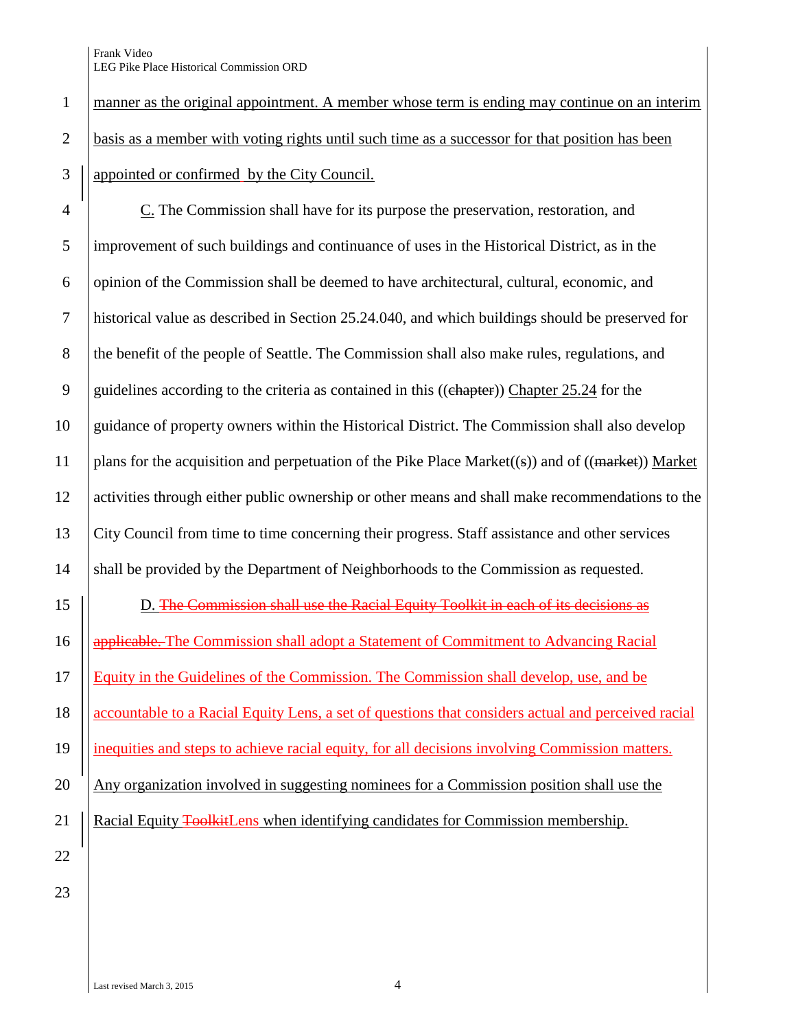manner as the original appointment. A member whose term is ending may continue on an interim basis as a member with voting rights until such time as a successor for that position has been appointed or confirmed by the City Council.

C. The Commission shall have for its purpose the preservation, restoration, and improvement of such buildings and continuance of uses in the Historical District, as in the opinion of the Commission shall be deemed to have architectural, cultural, economic, and historical value as described in Section 25.24.040, and which buildings should be preserved for the benefit of the people of Seattle. The Commission shall also make rules, regulations, and guidelines according to the criteria as contained in this ((~~chapter~~)) Chapter 25.24 for the guidance of property owners within the Historical District. The Commission shall also develop plans for the acquisition and perpetuation of the Pike Place Market((~~s~~)) and of ((~~market~~)) Market activities through either public ownership or other means and shall make recommendations to the City Council from time to time concerning their progress. Staff assistance and other services shall be provided by the Department of Neighborhoods to the Commission as requested.

D. ~~The Commission shall use the Racial Equity Toolkit in each of its decisions as applicable.~~ The Commission shall adopt a Statement of Commitment to Advancing Racial Equity in the Guidelines of the Commission. The Commission shall develop, use, and be accountable to a Racial Equity Lens, a set of questions that considers actual and perceived racial inequities and steps to achieve racial equity, for all decisions involving Commission matters. Any organization involved in suggesting nominees for a Commission position shall use the Racial Equity ~~Toolkit~~Lens when identifying candidates for Commission membership.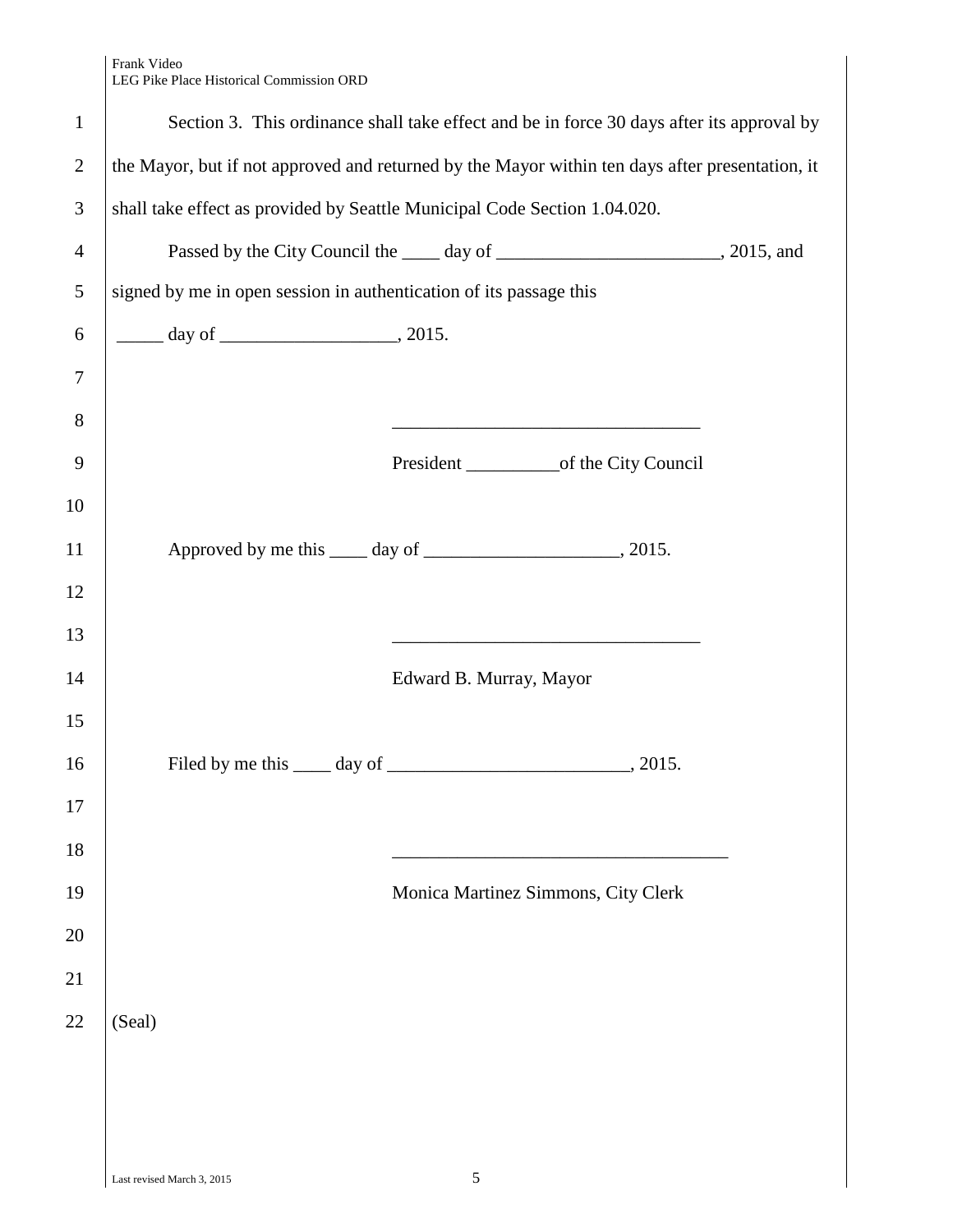Section 3. This ordinance shall take effect and be in force 30 days after its approval by the Mayor, but if not approved and returned by the Mayor within ten days after presentation, it shall take effect as provided by Seattle Municipal Code Section 1.04.020.

Passed by the City Council the ____ day of ________________________, 2015, and signed by me in open session in authentication of its passage this

_____ day of ___________________, 2015.

_________________________________

President __________of the City Council

Approved by me this ____ day of _____________________, 2015.

_________________________________

Edward B. Murray, Mayor

Filed by me this ____ day of __________________________, 2015.

____________________________________

Monica Martinez Simmons, City Clerk

(Seal)